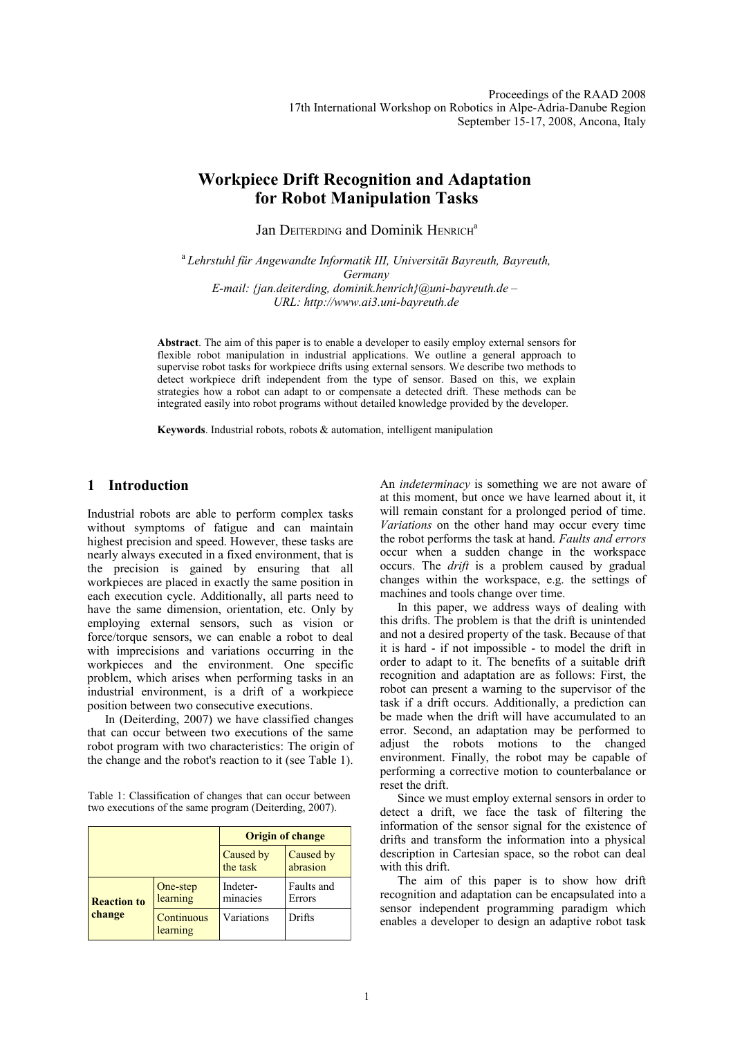Proceedings of the RAAD 2008
17th International Workshop on Robotics in Alpe-Adria-Danube Region
September 15-17, 2008, Ancona, Italy

# Workpiece Drift Recognition and Adaptation for Robot Manipulation Tasks

Jan DEITERDING and Dominik HENRICH[a]

[a] *Lehrstuhl für Angewandte Informatik III, Universität Bayreuth, Bayreuth, Germany*
*E-mail: {jan.deiterding, dominik.henrich}@uni-bayreuth.de –*
*URL: http://www.ai3.uni-bayreuth.de*

**Abstract**. The aim of this paper is to enable a developer to easily employ external sensors for flexible robot manipulation in industrial applications. We outline a general approach to supervise robot tasks for workpiece drifts using external sensors. We describe two methods to detect workpiece drift independent from the type of sensor. Based on this, we explain strategies how a robot can adapt to or compensate a detected drift. These methods can be integrated easily into robot programs without detailed knowledge provided by the developer.

**Keywords**. Industrial robots, robots & automation, intelligent manipulation

## 1 Introduction

Industrial robots are able to perform complex tasks without symptoms of fatigue and can maintain highest precision and speed. However, these tasks are nearly always executed in a fixed environment, that is the precision is gained by ensuring that all workpieces are placed in exactly the same position in each execution cycle. Additionally, all parts need to have the same dimension, orientation, etc. Only by employing external sensors, such as vision or force/torque sensors, we can enable a robot to deal with imprecisions and variations occurring in the workpieces and the environment. One specific problem, which arises when performing tasks in an industrial environment, is a drift of a workpiece position between two consecutive executions.

In (Deiterding, 2007) we have classified changes that can occur between two executions of the same robot program with two characteristics: The origin of the change and the robot's reaction to it (see Table 1).

Table 1: Classification of changes that can occur between two executions of the same program (Deiterding, 2007).

| | | **Origin of change** | |
|---|---|---|---|
| | | Caused by the task | Caused by abrasion |
| **Reaction to change** | One-step learning | Indeter-minacies | Faults and Errors |
| | Continuous learning | Variations | Drifts |

An *indeterminacy* is something we are not aware of at this moment, but once we have learned about it, it will remain constant for a prolonged period of time. *Variations* on the other hand may occur every time the robot performs the task at hand. *Faults and errors* occur when a sudden change in the workspace occurs. The *drift* is a problem caused by gradual changes within the workspace, e.g. the settings of machines and tools change over time.

In this paper, we address ways of dealing with this drifts. The problem is that the drift is unintended and not a desired property of the task. Because of that it is hard - if not impossible - to model the drift in order to adapt to it. The benefits of a suitable drift recognition and adaptation are as follows: First, the robot can present a warning to the supervisor of the task if a drift occurs. Additionally, a prediction can be made when the drift will have accumulated to an error. Second, an adaptation may be performed to adjust the robots motions to the changed environment. Finally, the robot may be capable of performing a corrective motion to counterbalance or reset the drift.

Since we must employ external sensors in order to detect a drift, we face the task of filtering the information of the sensor signal for the existence of drifts and transform the information into a physical description in Cartesian space, so the robot can deal with this drift.

The aim of this paper is to show how drift recognition and adaptation can be encapsulated into a sensor independent programming paradigm which enables a developer to design an adaptive robot task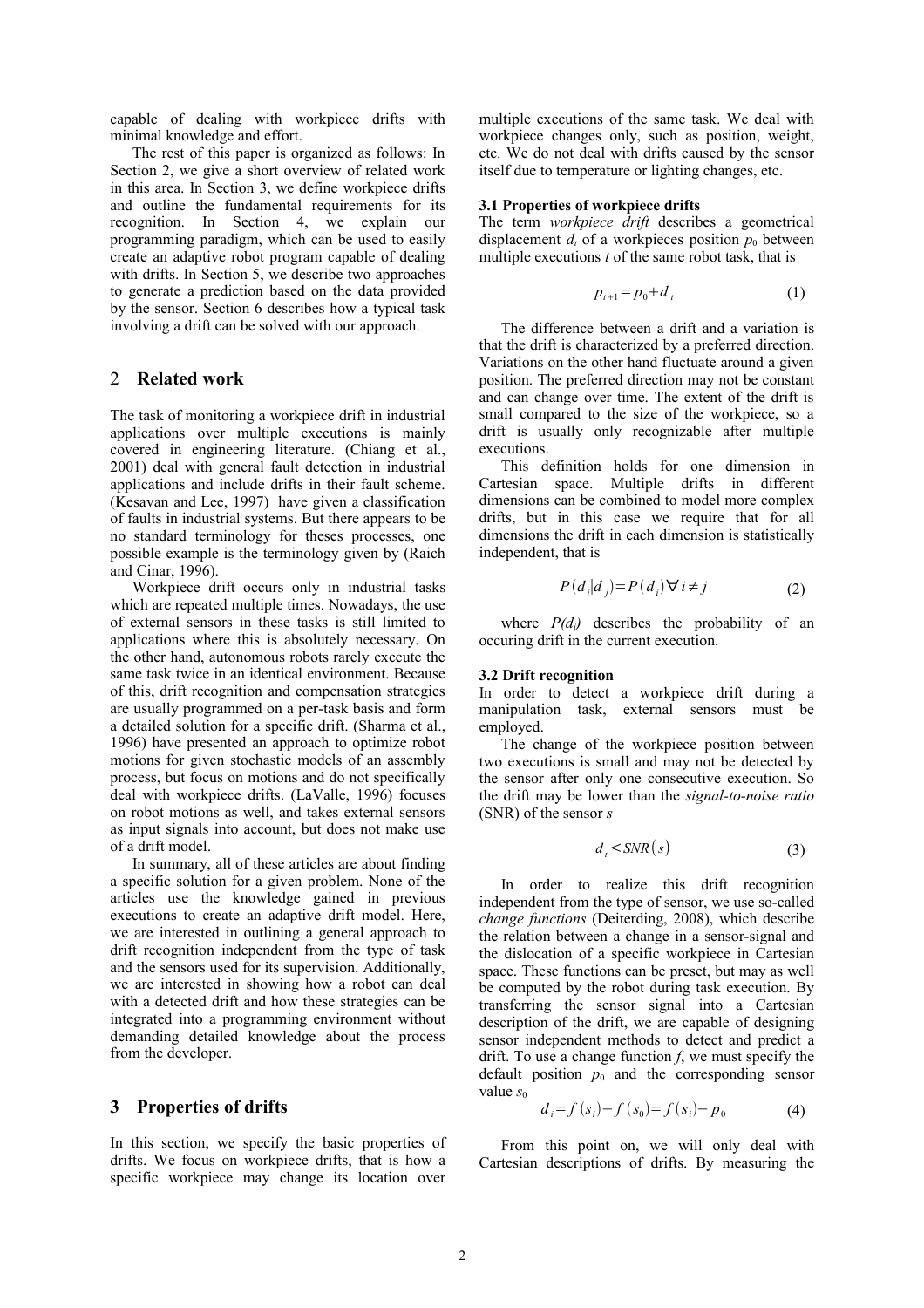capable of dealing with workpiece drifts with minimal knowledge and effort.

The rest of this paper is organized as follows: In Section 2, we give a short overview of related work in this area. In Section 3, we define workpiece drifts and outline the fundamental requirements for its recognition. In Section 4, we explain our programming paradigm, which can be used to easily create an adaptive robot program capable of dealing with drifts. In Section 5, we describe two approaches to generate a prediction based on the data provided by the sensor. Section 6 describes how a typical task involving a drift can be solved with our approach.

## 2 Related work

The task of monitoring a workpiece drift in industrial applications over multiple executions is mainly covered in engineering literature. (Chiang et al., 2001) deal with general fault detection in industrial applications and include drifts in their fault scheme. (Kesavan and Lee, 1997) have given a classification of faults in industrial systems. But there appears to be no standard terminology for theses processes, one possible example is the terminology given by (Raich and Cinar, 1996).

Workpiece drift occurs only in industrial tasks which are repeated multiple times. Nowadays, the use of external sensors in these tasks is still limited to applications where this is absolutely necessary. On the other hand, autonomous robots rarely execute the same task twice in an identical environment. Because of this, drift recognition and compensation strategies are usually programmed on a per-task basis and form a detailed solution for a specific drift. (Sharma et al., 1996) have presented an approach to optimize robot motions for given stochastic models of an assembly process, but focus on motions and do not specifically deal with workpiece drifts. (LaValle, 1996) focuses on robot motions as well, and takes external sensors as input signals into account, but does not make use of a drift model.

In summary, all of these articles are about finding a specific solution for a given problem. None of the articles use the knowledge gained in previous executions to create an adaptive drift model. Here, we are interested in outlining a general approach to drift recognition independent from the type of task and the sensors used for its supervision. Additionally, we are interested in showing how a robot can deal with a detected drift and how these strategies can be integrated into a programming environment without demanding detailed knowledge about the process from the developer.

## 3 Properties of drifts

In this section, we specify the basic properties of drifts. We focus on workpiece drifts, that is how a specific workpiece may change its location over multiple executions of the same task. We deal with workpiece changes only, such as position, weight, etc. We do not deal with drifts caused by the sensor itself due to temperature or lighting changes, etc.

### 3.1 Properties of workpiece drifts

The term *workpiece drift* describes a geometrical displacement $d_t$ of a workpieces position $p_0$ between multiple executions $t$ of the same robot task, that is

$$p_{t+1} = p_0 + d_t \tag{1}$$

The difference between a drift and a variation is that the drift is characterized by a preferred direction. Variations on the other hand fluctuate around a given position. The preferred direction may not be constant and can change over time. The extent of the drift is small compared to the size of the workpiece, so a drift is usually only recognizable after multiple executions.

This definition holds for one dimension in Cartesian space. Multiple drifts in different dimensions can be combined to model more complex drifts, but in this case we require that for all dimensions the drift in each dimension is statistically independent, that is

$$P(d_i | d_j) = P(d_i) \forall i \neq j \tag{2}$$

where $P(d_i)$ describes the probability of an occuring drift in the current execution.

### 3.2 Drift recognition

In order to detect a workpiece drift during a manipulation task, external sensors must be employed.

The change of the workpiece position between two executions is small and may not be detected by the sensor after only one consecutive execution. So the drift may be lower than the *signal-to-noise ratio* (SNR) of the sensor $s$

$$d_t < SNR(s) \tag{3}$$

In order to realize this drift recognition independent from the type of sensor, we use so-called *change functions* (Deiterding, 2008), which describe the relation between a change in a sensor-signal and the dislocation of a specific workpiece in Cartesian space. These functions can be preset, but may as well be computed by the robot during task execution. By transferring the sensor signal into a Cartesian description of the drift, we are capable of designing sensor independent methods to detect and predict a drift. To use a change function $f$, we must specify the default position $p_0$ and the corresponding sensor value $s_0$

$$d_i = f(s_i) - f(s_0) = f(s_i) - p_0 \tag{4}$$

From this point on, we will only deal with Cartesian descriptions of drifts. By measuring the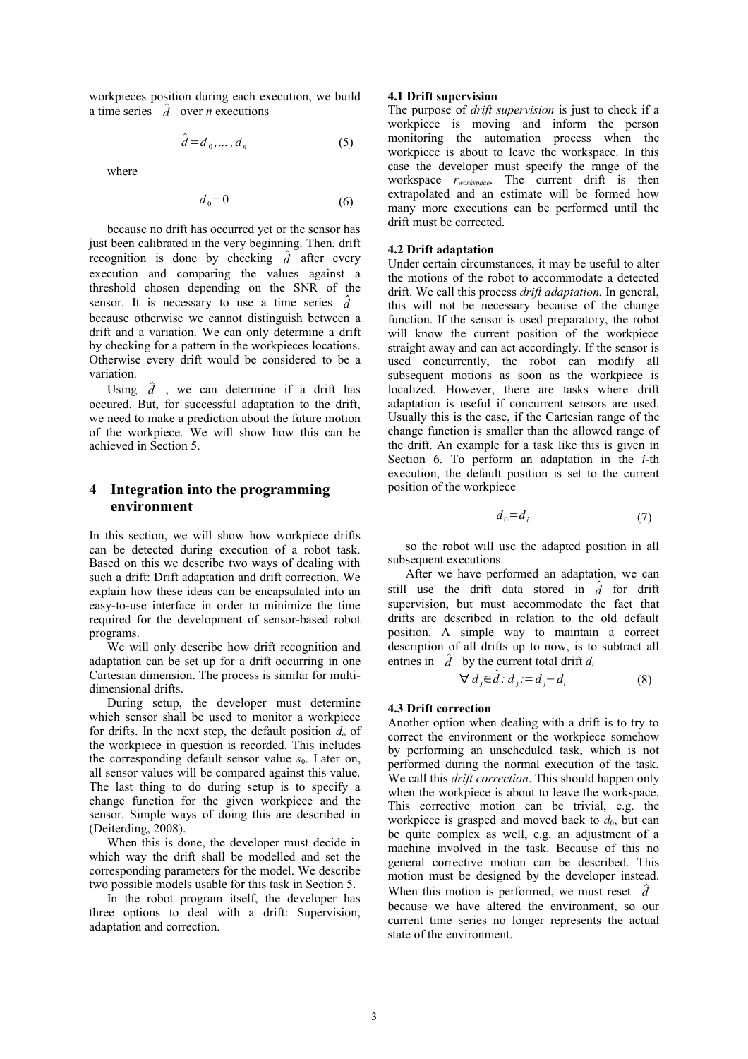workpieces position during each execution, we build a time series $\hat{d}$ over $n$ executions

$$\hat{d} = d_0, \ldots, d_n \tag{5}$$

where

$$d_0 = 0 \tag{6}$$

because no drift has occurred yet or the sensor has just been calibrated in the very beginning. Then, drift recognition is done by checking $\hat{d}$ after every execution and comparing the values against a threshold chosen depending on the SNR of the sensor. It is necessary to use a time series $\hat{d}$ because otherwise we cannot distinguish between a drift and a variation. We can only determine a drift by checking for a pattern in the workpieces locations. Otherwise every drift would be considered to be a variation.

Using $\hat{d}$, we can determine if a drift has occured. But, for successful adaptation to the drift, we need to make a prediction about the future motion of the workpiece. We will show how this can be achieved in Section 5.

# 4 Integration into the programming environment

In this section, we will show how workpiece drifts can be detected during execution of a robot task. Based on this we describe two ways of dealing with such a drift: Drift adaptation and drift correction. We explain how these ideas can be encapsulated into an easy-to-use interface in order to minimize the time required for the development of sensor-based robot programs.

We will only describe how drift recognition and adaptation can be set up for a drift occurring in one Cartesian dimension. The process is similar for multi-dimensional drifts.

During setup, the developer must determine which sensor shall be used to monitor a workpiece for drifts. In the next step, the default position $d_o$ of the workpiece in question is recorded. This includes the corresponding default sensor value $s_0$. Later on, all sensor values will be compared against this value. The last thing to do during setup is to specify a change function for the given workpiece and the sensor. Simple ways of doing this are described in (Deiterding, 2008).

When this is done, the developer must decide in which way the drift shall be modelled and set the corresponding parameters for the model. We describe two possible models usable for this task in Section 5.

In the robot program itself, the developer has three options to deal with a drift: Supervision, adaptation and correction.

### 4.1 Drift supervision

The purpose of *drift supervision* is just to check if a workpiece is moving and inform the person monitoring the automation process when the workpiece is about to leave the workspace. In this case the developer must specify the range of the workspace $r_{workspace}$. The current drift is then extrapolated and an estimate will be formed how many more executions can be performed until the drift must be corrected.

### 4.2 Drift adaptation

Under certain circumstances, it may be useful to alter the motions of the robot to accommodate a detected drift. We call this process *drift adaptation.* In general, this will not be necessary because of the change function. If the sensor is used preparatory, the robot will know the current position of the workpiece straight away and can act accordingly. If the sensor is used concurrently, the robot can modify all subsequent motions as soon as the workpiece is localized. However, there are tasks where drift adaptation is useful if concurrent sensors are used. Usually this is the case, if the Cartesian range of the change function is smaller than the allowed range of the drift. An example for a task like this is given in Section 6. To perform an adaptation in the $i$-th execution, the default position is set to the current position of the workpiece

$$d_0 = d_i \tag{7}$$

so the robot will use the adapted position in all subsequent executions.

After we have performed an adaptation, we can still use the drift data stored in $\hat{d}$ for drift supervision, but must accommodate the fact that drifts are described in relation to the old default position. A simple way to maintain a correct description of all drifts up to now, is to subtract all entries in $\hat{d}$ by the current total drift $d_i$

$$\forall\, d_j \in \hat{d} : d_j := d_j - d_i \tag{8}$$

### 4.3 Drift correction

Another option when dealing with a drift is to try to correct the environment or the workpiece somehow by performing an unscheduled task, which is not performed during the normal execution of the task. We call this *drift correction*. This should happen only when the workpiece is about to leave the workspace. This corrective motion can be trivial, e.g. the workpiece is grasped and moved back to $d_0$, but can be quite complex as well, e.g. an adjustment of a machine involved in the task. Because of this no general corrective motion can be described. This motion must be designed by the developer instead. When this motion is performed, we must reset $\hat{d}$ because we have altered the environment, so our current time series no longer represents the actual state of the environment.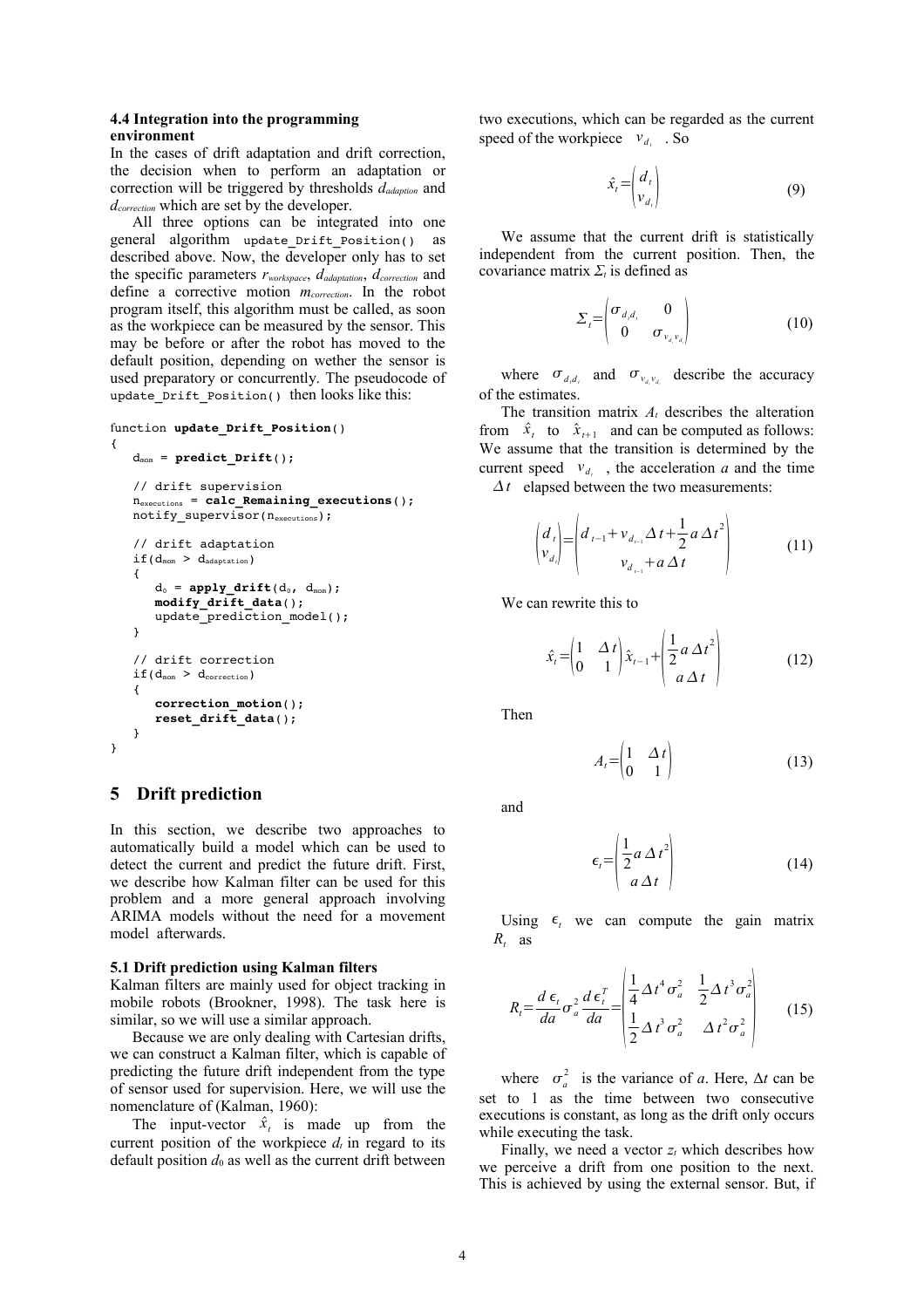### 4.4 Integration into the programming environment

In the cases of drift adaptation and drift correction, the decision when to perform an adaptation or correction will be triggered by thresholds $d_{adaption}$ and $d_{correction}$ which are set by the developer.

All three options can be integrated into one general algorithm `update_Drift_Position()` as described above. Now, the developer only has to set the specific parameters $r_{workspace}$, $d_{adaptation}$, $d_{correction}$ and define a corrective motion $m_{correction}$. In the robot program itself, this algorithm must be called, as soon as the workpiece can be measured by the sensor. This may be before or after the robot has moved to the default position, depending on wether the sensor is used preparatory or concurrently. The pseudocode of `update_Drift_Position()` then looks like this:

```
function update_Drift_Position()
{
   d_mom = predict_Drift();

   // drift supervision
   n_executions = calc_Remaining_executions();
   notify_supervisor(n_executions);

   // drift adaptation
   if(d_mom > d_adaptation)
   {
      d_0 = apply_drift(d_0, d_mom);
      modify_drift_data();
      update_prediction_model();
   }

   // drift correction
   if(d_mom > d_correction)
   {
      correction_motion();
      reset_drift_data();
   }
}
```

## 5 Drift prediction

In this section, we describe two approaches to automatically build a model which can be used to detect the current and predict the future drift. First, we describe how Kalman filter can be used for this problem and a more general approach involving ARIMA models without the need for a movement model afterwards.

### 5.1 Drift prediction using Kalman filters

Kalman filters are mainly used for object tracking in mobile robots (Brookner, 1998). The task here is similar, so we will use a similar approach.

Because we are only dealing with Cartesian drifts, we can construct a Kalman filter, which is capable of predicting the future drift independent from the type of sensor used for supervision. Here, we will use the nomenclature of (Kalman, 1960):

The input-vector $\hat{x}_t$ is made up from the current position of the workpiece $d_t$ in regard to its default position $d_0$ as well as the current drift between two executions, which can be regarded as the current speed of the workpiece $v_{d_t}$. So

$$\hat{x}_t = \begin{pmatrix} d_t \\ v_{d_t} \end{pmatrix} \tag{9}$$

We assume that the current drift is statistically independent from the current position. Then, the covariance matrix $\Sigma_t$ is defined as

$$\Sigma_t = \begin{pmatrix} \sigma_{d_t d_t} & 0 \\ 0 & \sigma_{v_{d_t} v_{d_t}} \end{pmatrix} \tag{10}$$

where $\sigma_{d_t d_t}$ and $\sigma_{v_{d_t} v_{d_t}}$ describe the accuracy of the estimates.

The transition matrix $A_t$ describes the alteration from $\hat{x}_t$ to $\hat{x}_{t+1}$ and can be computed as follows: We assume that the transition is determined by the current speed $v_{d_t}$, the acceleration $a$ and the time $\Delta t$ elapsed between the two measurements:

$$\begin{pmatrix} d_t \\ v_{d_t} \end{pmatrix} = \begin{pmatrix} d_{t-1} + v_{d_{t-1}} \Delta t + \frac{1}{2} a \Delta t^2 \\ v_{d_{t-1}} + a \Delta t \end{pmatrix} \tag{11}$$

We can rewrite this to

$$\hat{x}_t = \begin{pmatrix} 1 & \Delta t \\ 0 & 1 \end{pmatrix} \hat{x}_{t-1} + \begin{pmatrix} \frac{1}{2} a \Delta t^2 \\ a \Delta t \end{pmatrix} \tag{12}$$

Then

$$A_t = \begin{pmatrix} 1 & \Delta t \\ 0 & 1 \end{pmatrix} \tag{13}$$

and

$$\epsilon_t = \begin{pmatrix} \frac{1}{2} a \Delta t^2 \\ a \Delta t \end{pmatrix} \tag{14}$$

Using $\epsilon_t$ we can compute the gain matrix $R_t$ as

$$R_t = \frac{d\epsilon_t}{da} \sigma_a^2 \frac{d\epsilon_t^T}{da} = \begin{pmatrix} \frac{1}{4} \Delta t^4 \sigma_a^2 & \frac{1}{2} \Delta t^3 \sigma_a^2 \\ \frac{1}{2} \Delta t^3 \sigma_a^2 & \Delta t^2 \sigma_a^2 \end{pmatrix} \tag{15}$$

where $\sigma_a^2$ is the variance of $a$. Here, $\Delta t$ can be set to 1 as the time between two consecutive executions is constant, as long as the drift only occurs while executing the task.

Finally, we need a vector $z_t$ which describes how we perceive a drift from one position to the next. This is achieved by using the external sensor. But, if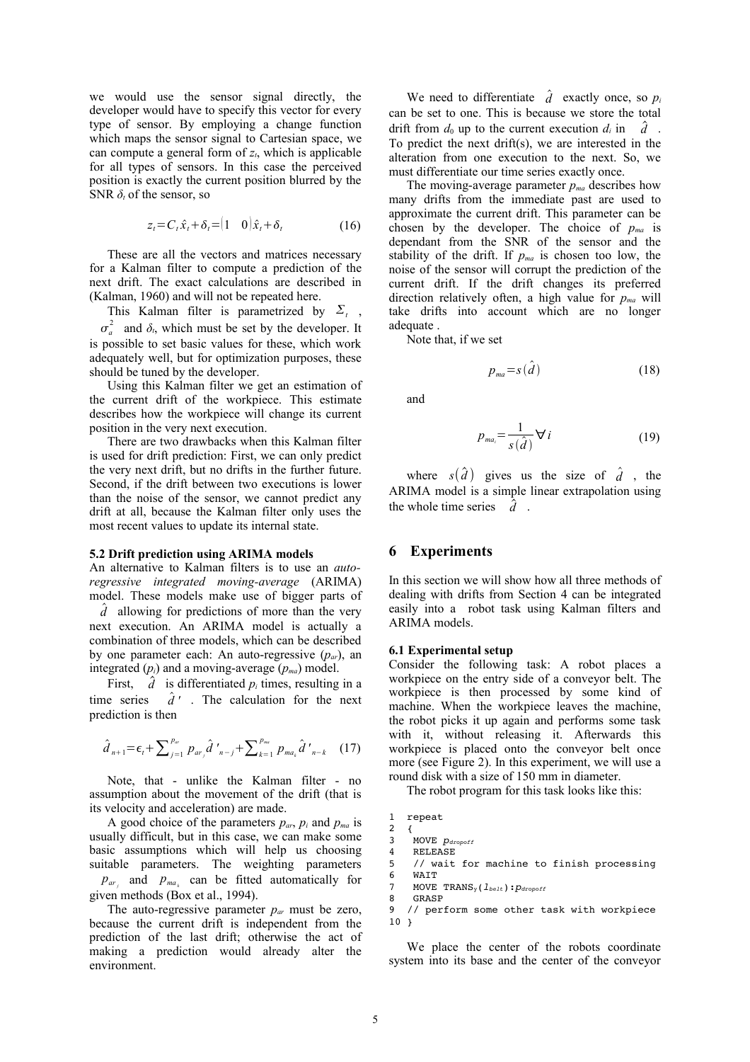we would use the sensor signal directly, the developer would have to specify this vector for every type of sensor. By employing a change function which maps the sensor signal to Cartesian space, we can compute a general form of $z_t$, which is applicable for all types of sensors. In this case the perceived position is exactly the current position blurred by the SNR $\delta_t$ of the sensor, so

$$z_t = C_t \hat{x}_t + \delta_t = \begin{pmatrix} 1 & 0 \end{pmatrix} \hat{x}_t + \delta_t \tag{16}$$

These are all the vectors and matrices necessary for a Kalman filter to compute a prediction of the next drift. The exact calculations are described in (Kalman, 1960) and will not be repeated here.

This Kalman filter is parametrized by $\Sigma_t$, $\sigma_a^2$ and $\delta_t$, which must be set by the developer. It is possible to set basic values for these, which work adequately well, but for optimization purposes, these should be tuned by the developer.

Using this Kalman filter we get an estimation of the current drift of the workpiece. This estimate describes how the workpiece will change its current position in the very next execution.

There are two drawbacks when this Kalman filter is used for drift prediction: First, we can only predict the very next drift, but no drifts in the further future. Second, if the drift between two executions is lower than the noise of the sensor, we cannot predict any drift at all, because the Kalman filter only uses the most recent values to update its internal state.

### 5.2 Drift prediction using ARIMA models

An alternative to Kalman filters is to use an *auto-regressive integrated moving-average* (ARIMA) model. These models make use of bigger parts of $\hat{d}$ allowing for predictions of more than the very next execution. An ARIMA model is actually a combination of three models, which can be described by one parameter each: An auto-regressive ($p_{ar}$), an integrated ($p_i$) and a moving-average ($p_{ma}$) model.

First, $\hat{d}$ is differentiated $p_i$ times, resulting in a time series $\hat{d}'$. The calculation for the next prediction is then

$$\hat{d}_{n+1} = \epsilon_t + \sum_{j=1}^{p_{ar}} p_{ar_j} \hat{d}'_{n-j} + \sum_{k=1}^{p_{ma}} p_{ma_k} \hat{d}'_{n-k} \tag{17}$$

Note, that - unlike the Kalman filter - no assumption about the movement of the drift (that is its velocity and acceleration) are made.

A good choice of the parameters $p_{ar}$, $p_i$ and $p_{ma}$ is usually difficult, but in this case, we can make some basic assumptions which will help us choosing suitable parameters. The weighting parameters $p_{ar_j}$ and $p_{ma_k}$ can be fitted automatically for given methods (Box et al., 1994).

The auto-regressive parameter $p_{ar}$ must be zero, because the current drift is independent from the prediction of the last drift; otherwise the act of making a prediction would already alter the environment.

We need to differentiate $\hat{d}$ exactly once, so $p_i$ can be set to one. This is because we store the total drift from $d_0$ up to the current execution $d_i$ in $\hat{d}$. To predict the next drift(s), we are interested in the alteration from one execution to the next. So, we must differentiate our time series exactly once.

The moving-average parameter $p_{ma}$ describes how many drifts from the immediate past are used to approximate the current drift. This parameter can be chosen by the developer. The choice of $p_{ma}$ is dependant from the SNR of the sensor and the stability of the drift. If $p_{ma}$ is chosen too low, the noise of the sensor will corrupt the prediction of the current drift. If the drift changes its preferred direction relatively often, a high value for $p_{ma}$ will take drifts into account which are no longer adequate .

Note that, if we set

$$p_{ma} = s(\hat{d}) \tag{18}$$

and

$$p_{ma_i} = \frac{1}{s(\hat{d})} \forall i \tag{19}$$

where $s(\hat{d})$ gives us the size of $\hat{d}$, the ARIMA model is a simple linear extrapolation using the whole time series $\hat{d}$.

## 6 Experiments

In this section we will show how all three methods of dealing with drifts from Section 4 can be integrated easily into a robot task using Kalman filters and ARIMA models.

### 6.1 Experimental setup

Consider the following task: A robot places a workpiece on the entry side of a conveyor belt. The workpiece is then processed by some kind of machine. When the workpiece leaves the machine, the robot picks it up again and performs some task with it, without releasing it. Afterwards this workpiece is placed onto the conveyor belt once more (see Figure 2). In this experiment, we will use a round disk with a size of 150 mm in diameter.

The robot program for this task looks like this:

```
1  repeat
2  {
3    MOVE p_dropoff
4    RELEASE
5    // wait for machine to finish processing
6    WAIT
7    MOVE TRANS_Y(l_belt):p_dropoff
8    GRASP
9  // perform some other task with workpiece
10 }
```

We place the center of the robots coordinate system into its base and the center of the conveyor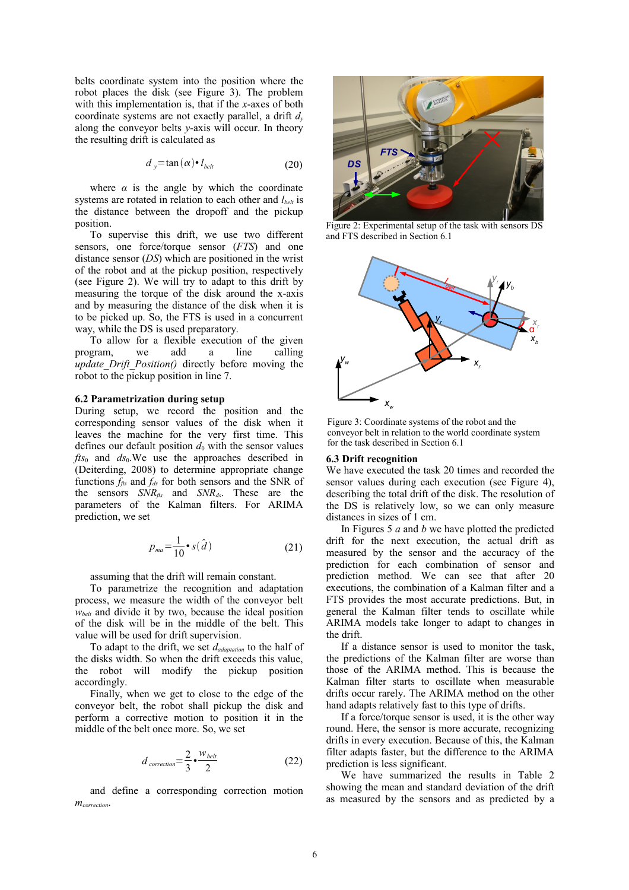belts coordinate system into the position where the robot places the disk (see Figure 3). The problem with this implementation is, that if the $x$-axes of both coordinate systems are not exactly parallel, a drift $d_y$ along the conveyor belts $y$-axis will occur. In theory the resulting drift is calculated as

$$d_y = \tan(\alpha) \cdot l_{belt} \tag{20}$$

where $\alpha$ is the angle by which the coordinate systems are rotated in relation to each other and $l_{belt}$ is the distance between the dropoff and the pickup position.

To supervise this drift, we use two different sensors, one force/torque sensor (*FTS*) and one distance sensor (*DS*) which are positioned in the wrist of the robot and at the pickup position, respectively (see Figure 2). We will try to adapt to this drift by measuring the torque of the disk around the x-axis and by measuring the distance of the disk when it is to be picked up. So, the FTS is used in a concurrent way, while the DS is used preparatory.

To allow for a flexible execution of the given program, we add a line calling *update_Drift_Position()* directly before moving the robot to the pickup position in line 7.

### 6.2 Parametrization during setup

During setup, we record the position and the corresponding sensor values of the disk when it leaves the machine for the very first time. This defines our default position $d_0$ with the sensor values $fts_0$ and $ds_0$.We use the approaches described in (Deiterding, 2008) to determine appropriate change functions $f_{fts}$ and $f_{ds}$ for both sensors and the SNR of the sensors $SNR_{fts}$ and $SNR_{ds}$. These are the parameters of the Kalman filters. For ARIMA prediction, we set

$$p_{ma} = \frac{1}{10} \cdot s(\hat{d}) \tag{21}$$

assuming that the drift will remain constant.

To parametrize the recognition and adaptation process, we measure the width of the conveyor belt $w_{belt}$ and divide it by two, because the ideal position of the disk will be in the middle of the belt. This value will be used for drift supervision.

To adapt to the drift, we set $d_{adaptation}$ to the half of the disks width. So when the drift exceeds this value, the robot will modify the pickup position accordingly.

Finally, when we get to close to the edge of the conveyor belt, the robot shall pickup the disk and perform a corrective motion to position it in the middle of the belt once more. So, we set

$$d_{correction} = \frac{2}{3} \cdot \frac{w_{belt}}{2} \tag{22}$$

and define a corresponding correction motion $m_{correction}$.

Figure 2: Experimental setup of the task with sensors DS and FTS described in Section 6.1

Figure 3: Coordinate systems of the robot and the conveyor belt in relation to the world coordinate system for the task described in Section 6.1

### 6.3 Drift recognition

We have executed the task 20 times and recorded the sensor values during each execution (see Figure 4), describing the total drift of the disk. The resolution of the DS is relatively low, so we can only measure distances in sizes of 1 cm.

In Figures 5 *a* and *b* we have plotted the predicted drift for the next execution, the actual drift as measured by the sensor and the accuracy of the prediction for each combination of sensor and prediction method. We can see that after 20 executions, the combination of a Kalman filter and a FTS provides the most accurate predictions. But, in general the Kalman filter tends to oscillate while ARIMA models take longer to adapt to changes in the drift.

If a distance sensor is used to monitor the task, the predictions of the Kalman filter are worse than those of the ARIMA method. This is because the Kalman filter starts to oscillate when measurable drifts occur rarely. The ARIMA method on the other hand adapts relatively fast to this type of drifts.

If a force/torque sensor is used, it is the other way round. Here, the sensor is more accurate, recognizing drifts in every execution. Because of this, the Kalman filter adapts faster, but the difference to the ARIMA prediction is less significant.

We have summarized the results in Table 2 showing the mean and standard deviation of the drift as measured by the sensors and as predicted by a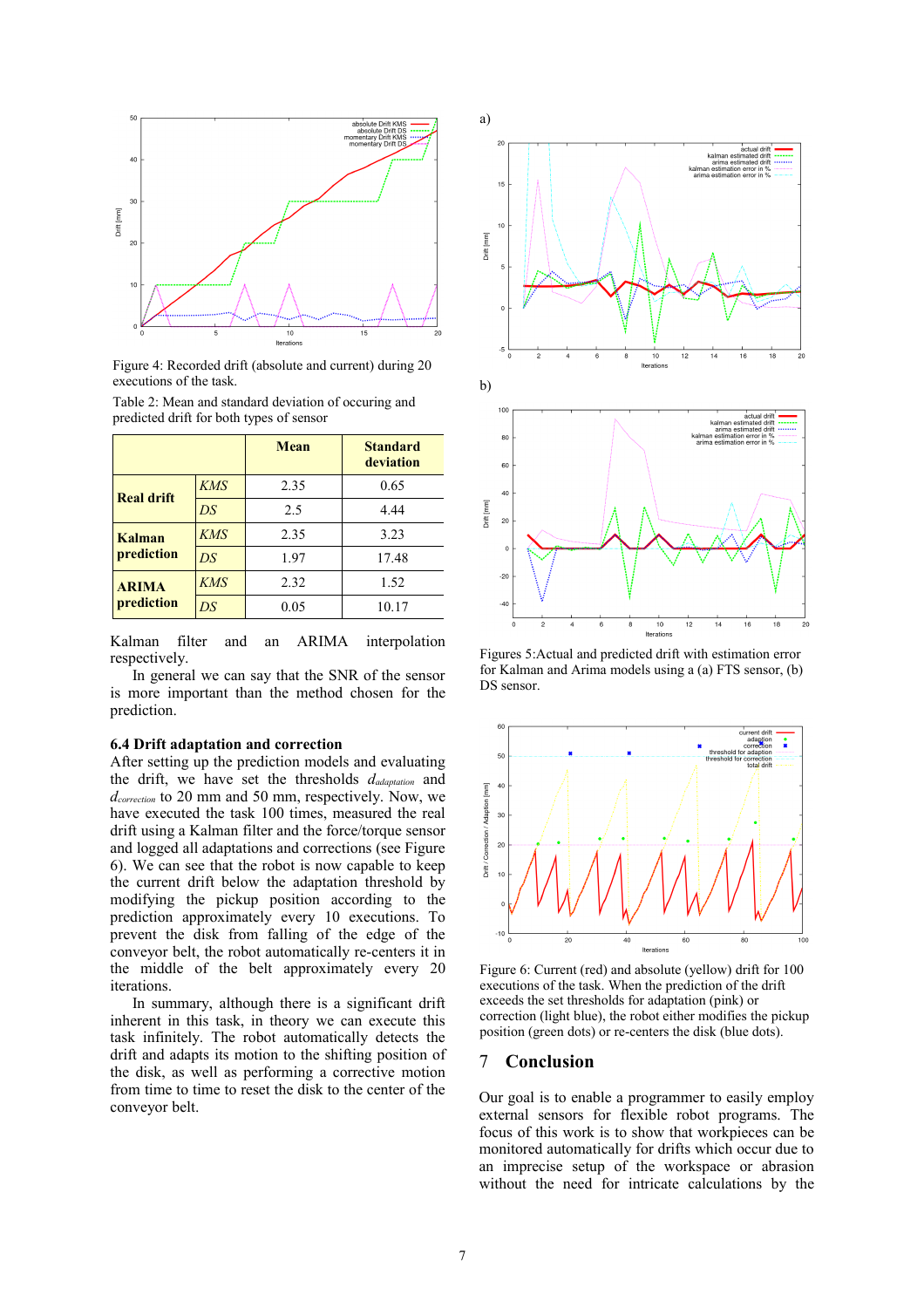Figure 4: Recorded drift (absolute and current) during 20 executions of the task.

Table 2: Mean and standard deviation of occuring and predicted drift for both types of sensor

| | | Mean | Standard deviation |
|---|---|---|---|
| **Real drift** | *KMS* | 2.35 | 0.65 |
| | *DS* | 2.5 | 4.44 |
| **Kalman prediction** | *KMS* | 2.35 | 3.23 |
| | *DS* | 1.97 | 17.48 |
| **ARIMA prediction** | *KMS* | 2.32 | 1.52 |
| | *DS* | 0.05 | 10.17 |

Kalman filter and an ARIMA interpolation respectively.

In general we can say that the SNR of the sensor is more important than the method chosen for the prediction.

### 6.4 Drift adaptation and correction

After setting up the prediction models and evaluating the drift, we have set the thresholds $d_{adaptation}$ and $d_{correction}$ to 20 mm and 50 mm, respectively. Now, we have executed the task 100 times, measured the real drift using a Kalman filter and the force/torque sensor and logged all adaptations and corrections (see Figure 6). We can see that the robot is now capable to keep the current drift below the adaptation threshold by modifying the pickup position according to the prediction approximately every 10 executions. To prevent the disk from falling of the edge of the conveyor belt, the robot automatically re-centers it in the middle of the belt approximately every 20 iterations.

In summary, although there is a significant drift inherent in this task, in theory we can execute this task infinitely. The robot automatically detects the drift and adapts its motion to the shifting position of the disk, as well as performing a corrective motion from time to time to reset the disk to the center of the conveyor belt.

Figures 5:Actual and predicted drift with estimation error for Kalman and Arima models using a (a) FTS sensor, (b) DS sensor.

Figure 6: Current (red) and absolute (yellow) drift for 100 executions of the task. When the prediction of the drift exceeds the set thresholds for adaptation (pink) or correction (light blue), the robot either modifies the pickup position (green dots) or re-centers the disk (blue dots).

## 7 Conclusion

Our goal is to enable a programmer to easily employ external sensors for flexible robot programs. The focus of this work is to show that workpieces can be monitored automatically for drifts which occur due to an imprecise setup of the workspace or abrasion without the need for intricate calculations by the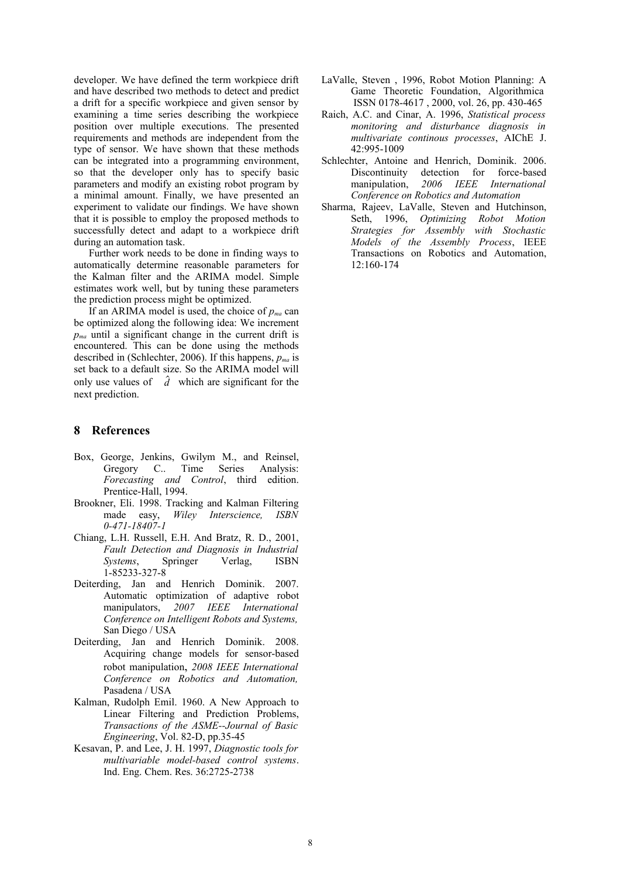developer. We have defined the term workpiece drift and have described two methods to detect and predict a drift for a specific workpiece and given sensor by examining a time series describing the workpiece position over multiple executions. The presented requirements and methods are independent from the type of sensor. We have shown that these methods can be integrated into a programming environment, so that the developer only has to specify basic parameters and modify an existing robot program by a minimal amount. Finally, we have presented an experiment to validate our findings. We have shown that it is possible to employ the proposed methods to successfully detect and adapt to a workpiece drift during an automation task.

Further work needs to be done in finding ways to automatically determine reasonable parameters for the Kalman filter and the ARIMA model. Simple estimates work well, but by tuning these parameters the prediction process might be optimized.

If an ARIMA model is used, the choice of $p_{ma}$ can be optimized along the following idea: We increment $p_{ma}$ until a significant change in the current drift is encountered. This can be done using the methods described in (Schlechter, 2006). If this happens, $p_{ma}$ is set back to a default size. So the ARIMA model will only use values of $\hat{d}$ which are significant for the next prediction.

## 8 References

Box, George, Jenkins, Gwilym M., and Reinsel, Gregory C.. Time Series Analysis: *Forecasting and Control*, third edition. Prentice-Hall, 1994.

Brookner, Eli. 1998. Tracking and Kalman Filtering made easy, *Wiley Interscience, ISBN 0-471-18407-1*

Chiang, L.H. Russell, E.H. And Bratz, R. D., 2001, *Fault Detection and Diagnosis in Industrial Systems*, Springer Verlag, ISBN 1-85233-327-8

Deiterding, Jan and Henrich Dominik. 2007. Automatic optimization of adaptive robot manipulators, *2007 IEEE International Conference on Intelligent Robots and Systems,* San Diego / USA

Deiterding, Jan and Henrich Dominik. 2008. Acquiring change models for sensor-based robot manipulation, *2008 IEEE International Conference on Robotics and Automation,* Pasadena / USA

Kalman, Rudolph Emil. 1960. A New Approach to Linear Filtering and Prediction Problems, *Transactions of the ASME--Journal of Basic Engineering*, Vol. 82-D, pp.35-45

Kesavan, P. and Lee, J. H. 1997, *Diagnostic tools for multivariable model-based control systems*. Ind. Eng. Chem. Res. 36:2725-2738

LaValle, Steven , 1996, Robot Motion Planning: A Game Theoretic Foundation, Algorithmica ISSN 0178-4617 , 2000, vol. 26, pp. 430-465

Raich, A.C. and Cinar, A. 1996, *Statistical process monitoring and disturbance diagnosis in multivariate continous processes*, AIChE J. 42:995-1009

Schlechter, Antoine and Henrich, Dominik. 2006. Discontinuity detection for force-based manipulation, *2006 IEEE International Conference on Robotics and Automation*

Sharma, Rajeev, LaValle, Steven and Hutchinson, Seth, 1996, *Optimizing Robot Motion Strategies for Assembly with Stochastic Models of the Assembly Process*, IEEE Transactions on Robotics and Automation, 12:160-174